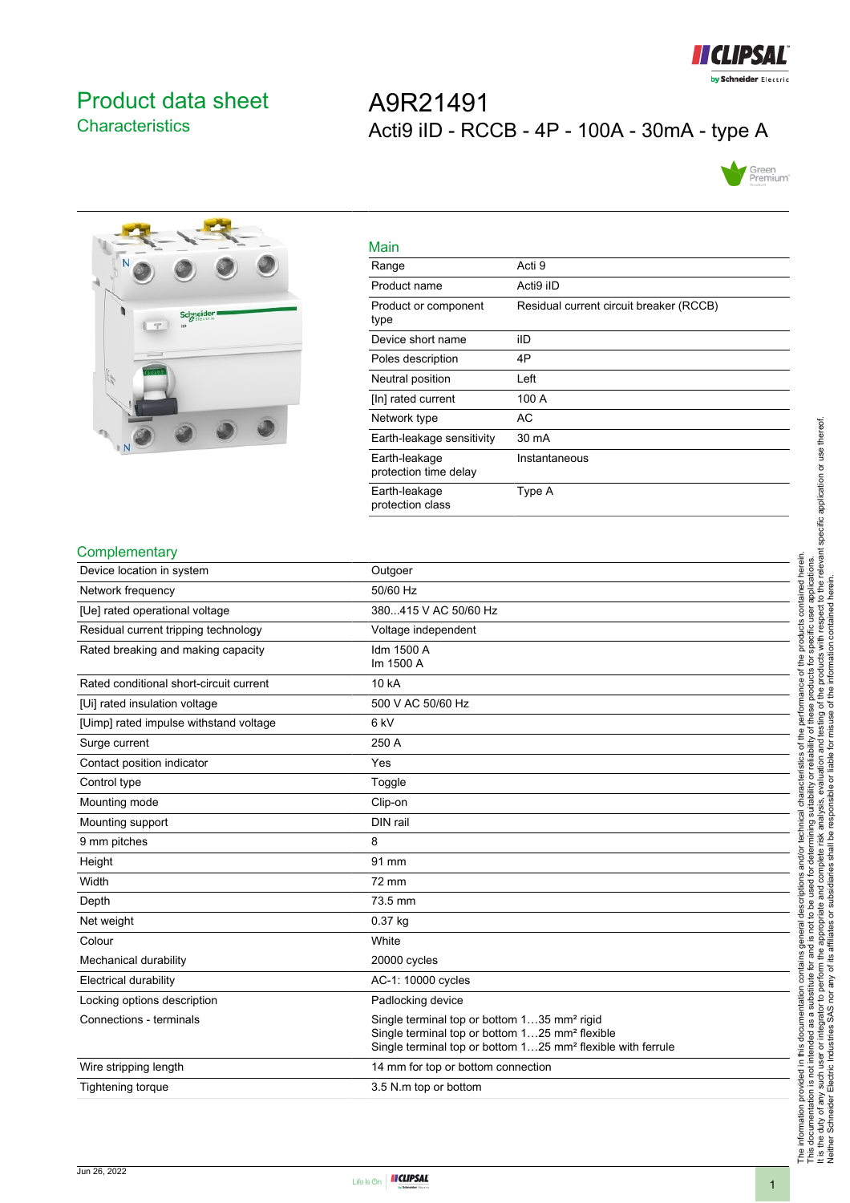# Product data sheet
## Characteristics

# A9R21491
## Acti9 iID - RCCB - 4P - 100A - 30mA - type A

### Main

| | |
|---|---|
| Range | Acti 9 |
| Product name | Acti9 iID |
| Product or component type | Residual current circuit breaker (RCCB) |
| Device short name | iID |
| Poles description | 4P |
| Neutral position | Left |
| [In] rated current | 100 A |
| Network type | AC |
| Earth-leakage sensitivity | 30 mA |
| Earth-leakage protection time delay | Instantaneous |
| Earth-leakage protection class | Type A |

### Complementary

| | |
|---|---|
| Device location in system | Outgoer |
| Network frequency | 50/60 Hz |
| [Ue] rated operational voltage | 380...415 V AC 50/60 Hz |
| Residual current tripping technology | Voltage independent |
| Rated breaking and making capacity | Idm 1500 A<br>Im 1500 A |
| Rated conditional short-circuit current | 10 kA |
| [Ui] rated insulation voltage | 500 V AC 50/60 Hz |
| [Uimp] rated impulse withstand voltage | 6 kV |
| Surge current | 250 A |
| Contact position indicator | Yes |
| Control type | Toggle |
| Mounting mode | Clip-on |
| Mounting support | DIN rail |
| 9 mm pitches | 8 |
| Height | 91 mm |
| Width | 72 mm |
| Depth | 73.5 mm |
| Net weight | 0.37 kg |
| Colour | White |
| Mechanical durability | 20000 cycles |
| Electrical durability | AC-1: 10000 cycles |
| Locking options description | Padlocking device |
| Connections - terminals | Single terminal top or bottom 1…35 mm² rigid<br>Single terminal top or bottom 1…25 mm² flexible<br>Single terminal top or bottom 1…25 mm² flexible with ferrule |
| Wire stripping length | 14 mm for top or bottom connection |
| Tightening torque | 3.5 N.m top or bottom |

The information provided in this documentation contains general descriptions and/or technical characteristics of the performance of the products contained herein.
This documentation is not intended as a substitute for and is not to be used for determining suitability or reliability of these products for specific user applications.
It is the duty of any such user or integrator to perform the appropriate and complete risk analysis, evaluation and testing of the products with respect to the relevant specific application or use thereof.
Neither Schneider Electric Industries SAS nor any of its affiliates or subsidiaries shall be responsible or liable for misuse of the information contained herein.

Jun 26, 2022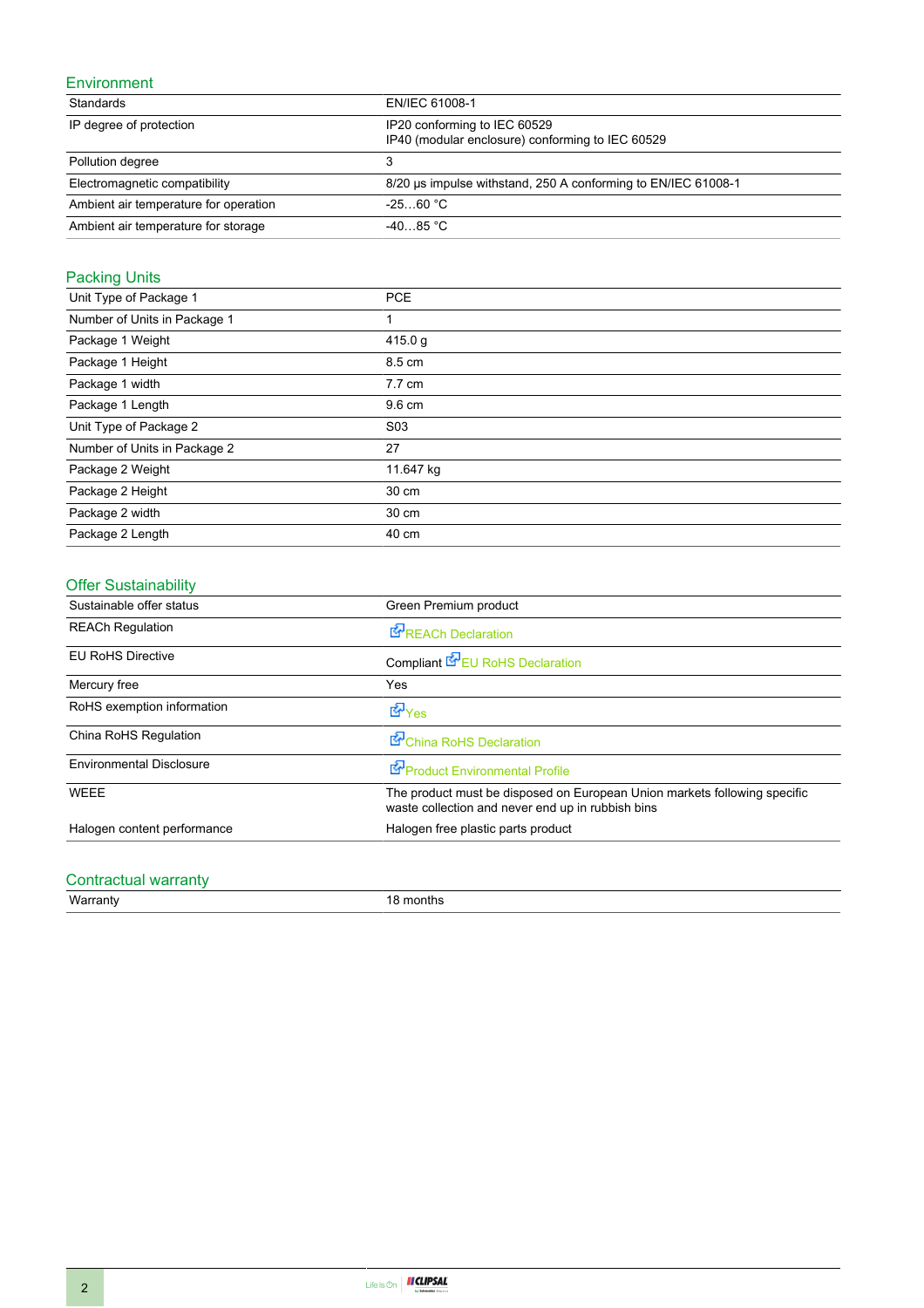## Environment

| | |
|---|---|
| Standards | EN/IEC 61008-1 |
| IP degree of protection | IP20 conforming to IEC 60529<br>IP40 (modular enclosure) conforming to IEC 60529 |
| Pollution degree | 3 |
| Electromagnetic compatibility | 8/20 µs impulse withstand, 250 A conforming to EN/IEC 61008-1 |
| Ambient air temperature for operation | -25…60 °C |
| Ambient air temperature for storage | -40…85 °C |

## Packing Units

| | |
|---|---|
| Unit Type of Package 1 | PCE |
| Number of Units in Package 1 | 1 |
| Package 1 Weight | 415.0 g |
| Package 1 Height | 8.5 cm |
| Package 1 width | 7.7 cm |
| Package 1 Length | 9.6 cm |
| Unit Type of Package 2 | S03 |
| Number of Units in Package 2 | 27 |
| Package 2 Weight | 11.647 kg |
| Package 2 Height | 30 cm |
| Package 2 width | 30 cm |
| Package 2 Length | 40 cm |

## Offer Sustainability

| | |
|---|---|
| Sustainable offer status | Green Premium product |
| REACh Regulation | REACh Declaration |
| EU RoHS Directive | Compliant EU RoHS Declaration |
| Mercury free | Yes |
| RoHS exemption information | Yes |
| China RoHS Regulation | China RoHS Declaration |
| Environmental Disclosure | Product Environmental Profile |
| WEEE | The product must be disposed on European Union markets following specific waste collection and never end up in rubbish bins |
| Halogen content performance | Halogen free plastic parts product |

## Contractual warranty

| | |
|---|---|
| Warranty | 18 months |